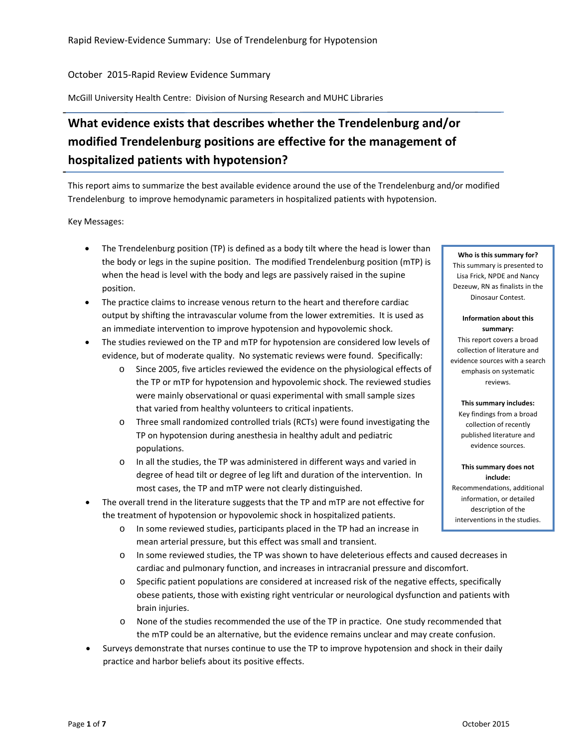Rapid Review-Evidence Summary: Use of Trendelenburg for Hypotension

October 2015-Rapid Review Evidence Summary

McGill University Health Centre: Division of Nursing Research and MUHC Libraries

# What evidence exists that describes whether the Trendelenburg and/or modified Trendelenburg positions are effective for the management of hospitalized patients with hypotension?

This report aims to summarize the best available evidence around the use of the Trendelenburg and/or modified Trendelenburg to improve hemodynamic parameters in hospitalized patients with hypotension.

Key Messages:

- The Trendelenburg position (TP) is defined as a body tilt where the head is lower than the body or legs in the supine position. The modified Trendelenburg position (mTP) is when the head is level with the body and legs are passively raised in the supine position.
- The practice claims to increase venous return to the heart and therefore cardiac output by shifting the intravascular volume from the lower extremities. It is used as an immediate intervention to improve hypotension and hypovolemic shock.
- The studies reviewed on the TP and mTP for hypotension are considered low levels of evidence, but of moderate quality. No systematic reviews were found. Specifically:
  - Since 2005, five articles reviewed the evidence on the physiological effects of the TP or mTP for hypotension and hypovolemic shock. The reviewed studies were mainly observational or quasi experimental with small sample sizes that varied from healthy volunteers to critical inpatients.
  - Three small randomized controlled trials (RCTs) were found investigating the TP on hypotension during anesthesia in healthy adult and pediatric populations.
  - In all the studies, the TP was administered in different ways and varied in degree of head tilt or degree of leg lift and duration of the intervention. In most cases, the TP and mTP were not clearly distinguished.
- The overall trend in the literature suggests that the TP and mTP are not effective for the treatment of hypotension or hypovolemic shock in hospitalized patients.
  - In some reviewed studies, participants placed in the TP had an increase in mean arterial pressure, but this effect was small and transient.
  - In some reviewed studies, the TP was shown to have deleterious effects and caused decreases in cardiac and pulmonary function, and increases in intracranial pressure and discomfort.
  - Specific patient populations are considered at increased risk of the negative effects, specifically obese patients, those with existing right ventricular or neurological dysfunction and patients with brain injuries.
  - None of the studies recommended the use of the TP in practice. One study recommended that the mTP could be an alternative, but the evidence remains unclear and may create confusion.
- Surveys demonstrate that nurses continue to use the TP to improve hypotension and shock in their daily practice and harbor beliefs about its positive effects.

**Who is this summary for?**
This summary is presented to Lisa Frick, NPDE and Nancy Dezeuw, RN as finalists in the Dinosaur Contest.

**Information about this summary:**
This report covers a broad collection of literature and evidence sources with a search emphasis on systematic reviews.

**This summary includes:**
Key findings from a broad collection of recently published literature and evidence sources.

**This summary does not include:**
Recommendations, additional information, or detailed description of the interventions in the studies.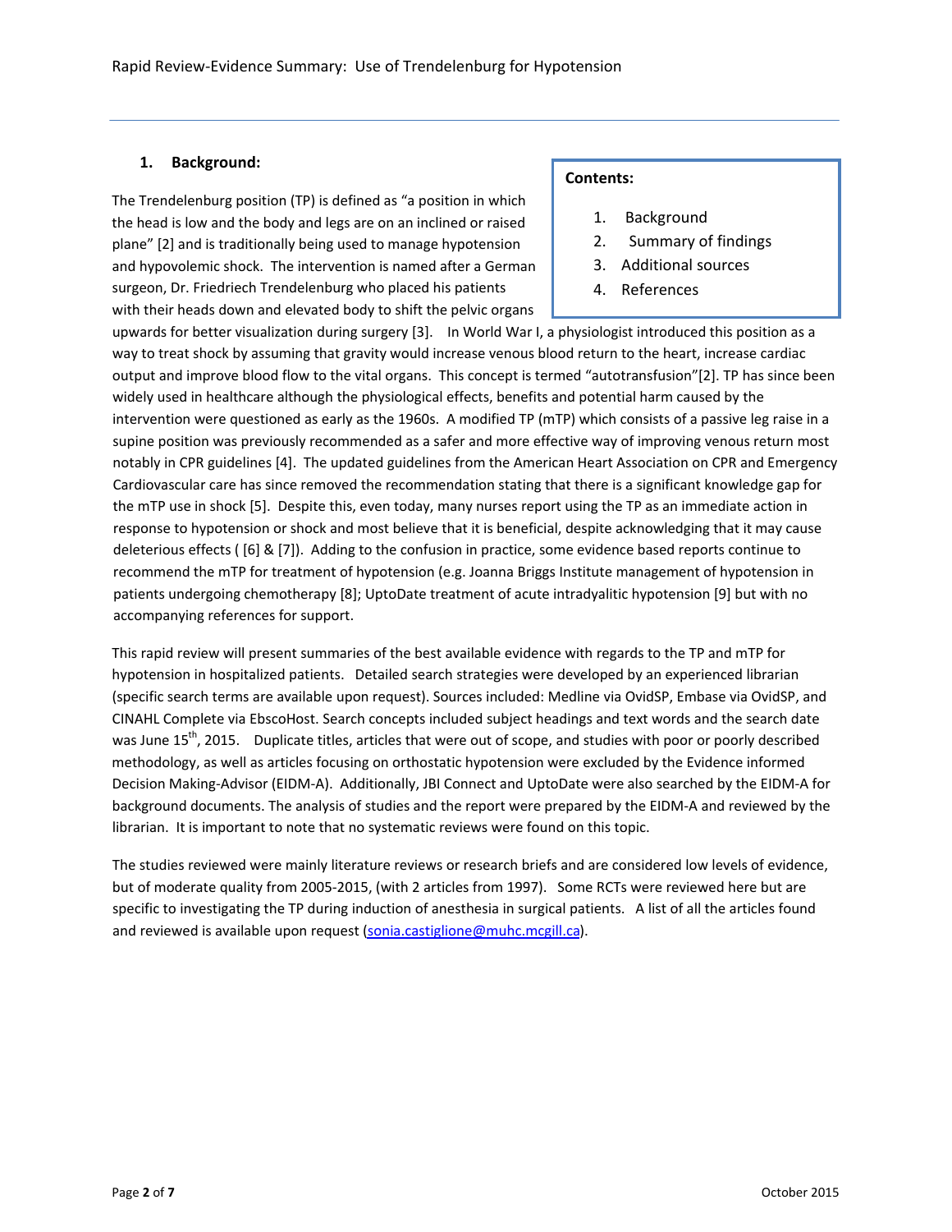**Contents:**

1. Background
2. Summary of findings
3. Additional sources
4. References

## 1. Background:

The Trendelenburg position (TP) is defined as "a position in which the head is low and the body and legs are on an inclined or raised plane" [2] and is traditionally being used to manage hypotension and hypovolemic shock. The intervention is named after a German surgeon, Dr. Friedriech Trendelenburg who placed his patients with their heads down and elevated body to shift the pelvic organs upwards for better visualization during surgery [3]. In World War I, a physiologist introduced this position as a way to treat shock by assuming that gravity would increase venous blood return to the heart, increase cardiac output and improve blood flow to the vital organs. This concept is termed "autotransfusion"[2]. TP has since been widely used in healthcare although the physiological effects, benefits and potential harm caused by the intervention were questioned as early as the 1960s. A modified TP (mTP) which consists of a passive leg raise in a supine position was previously recommended as a safer and more effective way of improving venous return most notably in CPR guidelines [4]. The updated guidelines from the American Heart Association on CPR and Emergency Cardiovascular care has since removed the recommendation stating that there is a significant knowledge gap for the mTP use in shock [5]. Despite this, even today, many nurses report using the TP as an immediate action in response to hypotension or shock and most believe that it is beneficial, despite acknowledging that it may cause deleterious effects ( [6] & [7]). Adding to the confusion in practice, some evidence based reports continue to recommend the mTP for treatment of hypotension (e.g. Joanna Briggs Institute management of hypotension in patients undergoing chemotherapy [8]; UptoDate treatment of acute intradyalitic hypotension [9] but with no accompanying references for support.

This rapid review will present summaries of the best available evidence with regards to the TP and mTP for hypotension in hospitalized patients. Detailed search strategies were developed by an experienced librarian (specific search terms are available upon request). Sources included: Medline via OvidSP, Embase via OvidSP, and CINAHL Complete via EbscoHost. Search concepts included subject headings and text words and the search date was June 15th, 2015. Duplicate titles, articles that were out of scope, and studies with poor or poorly described methodology, as well as articles focusing on orthostatic hypotension were excluded by the Evidence informed Decision Making-Advisor (EIDM-A). Additionally, JBI Connect and UptoDate were also searched by the EIDM-A for background documents. The analysis of studies and the report were prepared by the EIDM-A and reviewed by the librarian. It is important to note that no systematic reviews were found on this topic.

The studies reviewed were mainly literature reviews or research briefs and are considered low levels of evidence, but of moderate quality from 2005-2015, (with 2 articles from 1997). Some RCTs were reviewed here but are specific to investigating the TP during induction of anesthesia in surgical patients. A list of all the articles found and reviewed is available upon request (sonia.castiglione@muhc.mcgill.ca).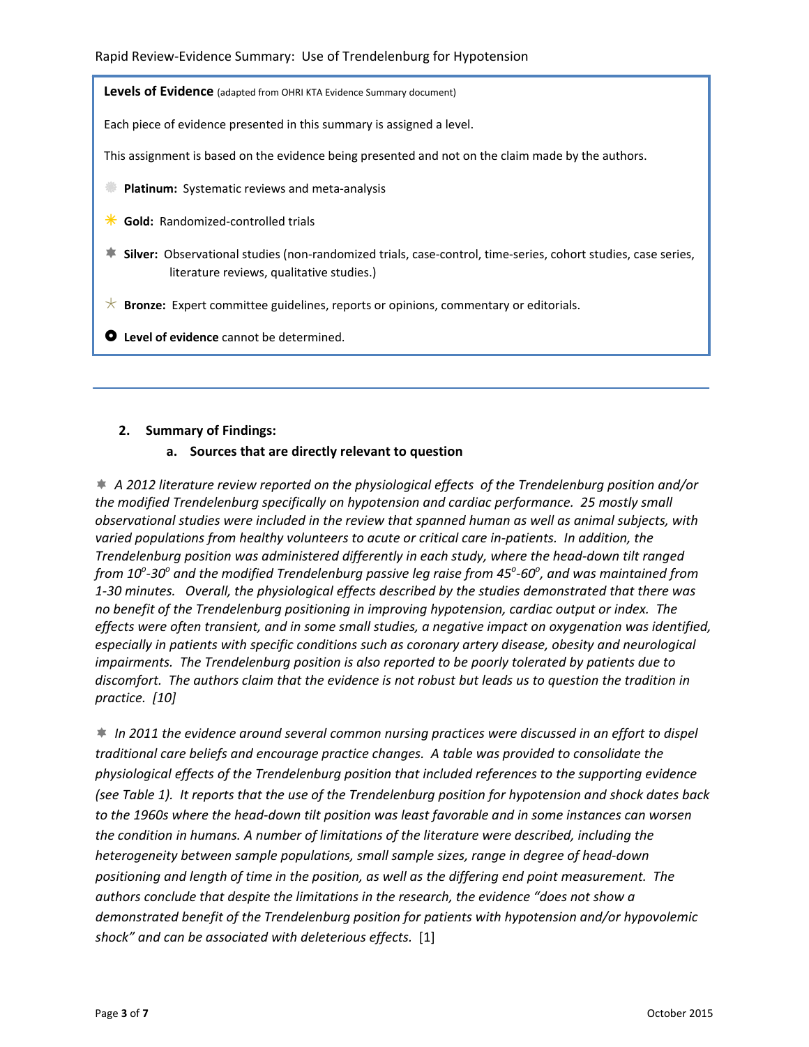**Levels of Evidence** (adapted from OHRI KTA Evidence Summary document)

Each piece of evidence presented in this summary is assigned a level.

This assignment is based on the evidence being presented and not on the claim made by the authors.

- **Platinum:** Systematic reviews and meta-analysis
- **Gold:** Randomized-controlled trials
- **Silver:** Observational studies (non-randomized trials, case-control, time-series, cohort studies, case series, literature reviews, qualitative studies.)
- **Bronze:** Expert committee guidelines, reports or opinions, commentary or editorials.
- **Level of evidence** cannot be determined.

---

## 2. Summary of Findings:

### a. Sources that are directly relevant to question

*A 2012 literature review reported on the physiological effects of the Trendelenburg position and/or the modified Trendelenburg specifically on hypotension and cardiac performance. 25 mostly small observational studies were included in the review that spanned human as well as animal subjects, with varied populations from healthy volunteers to acute or critical care in-patients. In addition, the Trendelenburg position was administered differently in each study, where the head-down tilt ranged from $10^o$-$30^o$ and the modified Trendelenburg passive leg raise from $45^o$-$60^o$, and was maintained from 1-30 minutes. Overall, the physiological effects described by the studies demonstrated that there was no benefit of the Trendelenburg positioning in improving hypotension, cardiac output or index. The effects were often transient, and in some small studies, a negative impact on oxygenation was identified, especially in patients with specific conditions such as coronary artery disease, obesity and neurological impairments. The Trendelenburg position is also reported to be poorly tolerated by patients due to discomfort. The authors claim that the evidence is not robust but leads us to question the tradition in practice. [10]*

*In 2011 the evidence around several common nursing practices were discussed in an effort to dispel traditional care beliefs and encourage practice changes. A table was provided to consolidate the physiological effects of the Trendelenburg position that included references to the supporting evidence (see Table 1). It reports that the use of the Trendelenburg position for hypotension and shock dates back to the 1960s where the head-down tilt position was least favorable and in some instances can worsen the condition in humans. A number of limitations of the literature were described, including the heterogeneity between sample populations, small sample sizes, range in degree of head-down positioning and length of time in the position, as well as the differing end point measurement. The authors conclude that despite the limitations in the research, the evidence "does not show a demonstrated benefit of the Trendelenburg position for patients with hypotension and/or hypovolemic shock" and can be associated with deleterious effects.* [1]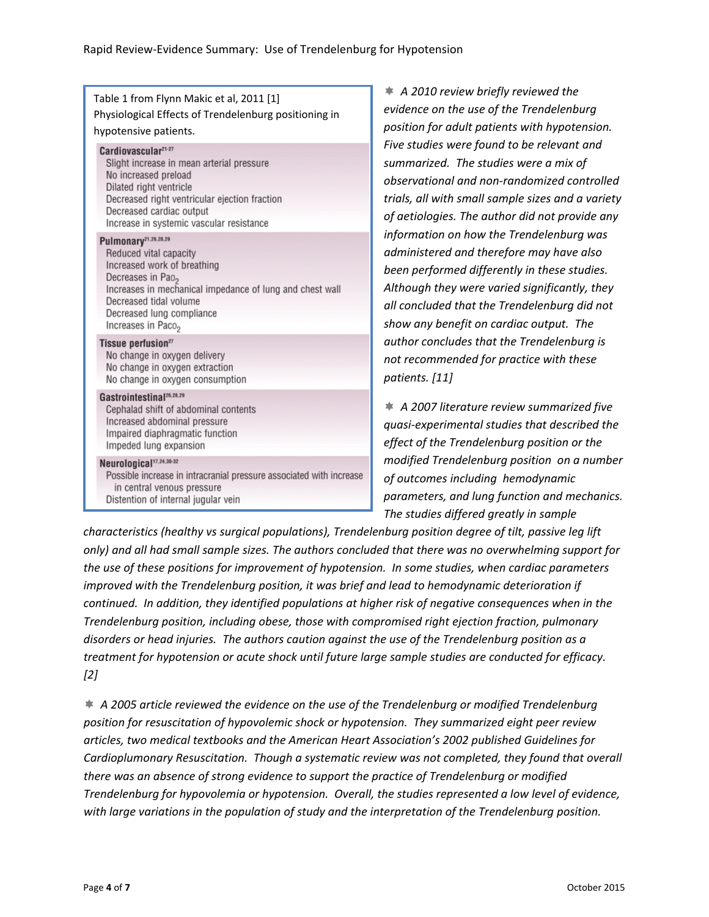Table 1 from Flynn Makic et al, 2011 [1]
Physiological Effects of Trendelenburg positioning in hypotensive patients.

| Category | Effects |
|---|---|
| **Cardiovascular**[21-27] | Slight increase in mean arterial pressure<br>No increased preload<br>Dilated right ventricle<br>Decreased right ventricular ejection fraction<br>Decreased cardiac output<br>Increase in systemic vascular resistance |
| **Pulmonary**[21,26,28,29] | Reduced vital capacity<br>Increased work of breathing<br>Decreases in $Pa_{O_2}$<br>Increases in mechanical impedance of lung and chest wall<br>Decreased tidal volume<br>Decreased lung compliance<br>Increases in $Pa_{CO_2}$ |
| **Tissue perfusion**[27] | No change in oxygen delivery<br>No change in oxygen extraction<br>No change in oxygen consumption |
| **Gastrointestinal**[26,28,29] | Cephalad shift of abdominal contents<br>Increased abdominal pressure<br>Impaired diaphragmatic function<br>Impeded lung expansion |
| **Neurological**[17,24,30-32] | Possible increase in intracranial pressure associated with increase in central venous pressure<br>Distention of internal jugular vein |

- *A 2010 review briefly reviewed the evidence on the use of the Trendelenburg position for adult patients with hypotension. Five studies were found to be relevant and summarized. The studies were a mix of observational and non-randomized controlled trials, all with small sample sizes and a variety of aetiologies. The author did not provide any information on how the Trendelenburg was administered and therefore may have also been performed differently in these studies. Although they were varied significantly, they all concluded that the Trendelenburg did not show any benefit on cardiac output. The author concludes that the Trendelenburg is not recommended for practice with these patients. [11]*

- *A 2007 literature review summarized five quasi-experimental studies that described the effect of the Trendelenburg position or the modified Trendelenburg position on a number of outcomes including hemodynamic parameters, and lung function and mechanics. The studies differed greatly in sample characteristics (healthy vs surgical populations), Trendelenburg position degree of tilt, passive leg lift only) and all had small sample sizes. The authors concluded that there was no overwhelming support for the use of these positions for improvement of hypotension. In some studies, when cardiac parameters improved with the Trendelenburg position, it was brief and lead to hemodynamic deterioration if continued. In addition, they identified populations at higher risk of negative consequences when in the Trendelenburg position, including obese, those with compromised right ejection fraction, pulmonary disorders or head injuries. The authors caution against the use of the Trendelenburg position as a treatment for hypotension or acute shock until future large sample studies are conducted for efficacy. [2]*

- *A 2005 article reviewed the evidence on the use of the Trendelenburg or modified Trendelenburg position for resuscitation of hypovolemic shock or hypotension. They summarized eight peer review articles, two medical textbooks and the American Heart Association's 2002 published Guidelines for Cardioplumonary Resuscitation. Though a systematic review was not completed, they found that overall there was an absence of strong evidence to support the practice of Trendelenburg or modified Trendelenburg for hypovolemia or hypotension. Overall, the studies represented a low level of evidence, with large variations in the population of study and the interpretation of the Trendelenburg position.*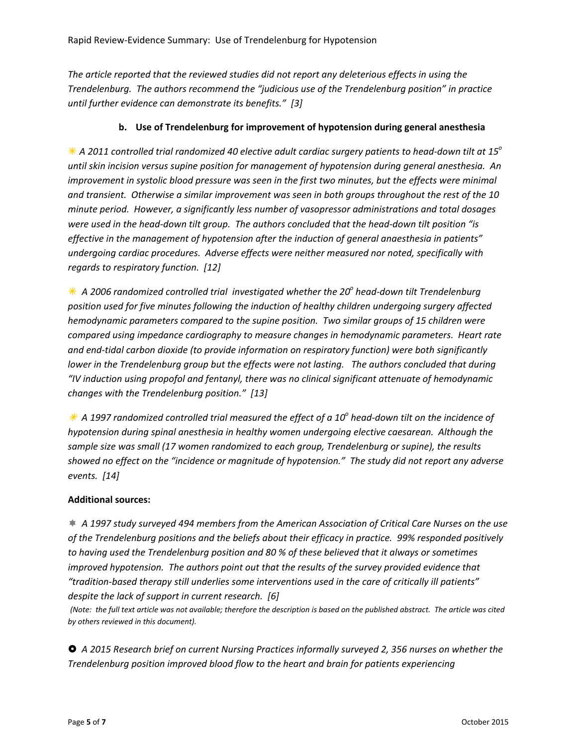*The article reported that the reviewed studies did not report any deleterious effects in using the Trendelenburg. The authors recommend the "judicious use of the Trendelenburg position" in practice until further evidence can demonstrate its benefits." [3]*

### b. Use of Trendelenburg for improvement of hypotension during general anesthesia

✳ *A 2011 controlled trial randomized 40 elective adult cardiac surgery patients to head-down tilt at 15$^o$ until skin incision versus supine position for management of hypotension during general anesthesia. An improvement in systolic blood pressure was seen in the first two minutes, but the effects were minimal and transient. Otherwise a similar improvement was seen in both groups throughout the rest of the 10 minute period. However, a significantly less number of vasopressor administrations and total dosages were used in the head-down tilt group. The authors concluded that the head-down tilt position "is effective in the management of hypotension after the induction of general anaesthesia in patients" undergoing cardiac procedures. Adverse effects were neither measured nor noted, specifically with regards to respiratory function. [12]*

✳ *A 2006 randomized controlled trial investigated whether the 20$^o$ head-down tilt Trendelenburg position used for five minutes following the induction of healthy children undergoing surgery affected hemodynamic parameters compared to the supine position. Two similar groups of 15 children were compared using impedance cardiography to measure changes in hemodynamic parameters. Heart rate and end-tidal carbon dioxide (to provide information on respiratory function) were both significantly lower in the Trendelenburg group but the effects were not lasting. The authors concluded that during "IV induction using propofol and fentanyl, there was no clinical significant attenuate of hemodynamic changes with the Trendelenburg position." [13]*

✳ *A 1997 randomized controlled trial measured the effect of a 10$^o$ head-down tilt on the incidence of hypotension during spinal anesthesia in healthy women undergoing elective caesarean. Although the sample size was small (17 women randomized to each group, Trendelenburg or supine), the results showed no effect on the "incidence or magnitude of hypotension." The study did not report any adverse events. [14]*

**Additional sources:**

✸ *A 1997 study surveyed 494 members from the American Association of Critical Care Nurses on the use of the Trendelenburg positions and the beliefs about their efficacy in practice. 99% responded positively to having used the Trendelenburg position and 80 % of these believed that it always or sometimes improved hypotension. The authors point out that the results of the survey provided evidence that "tradition-based therapy still underlies some interventions used in the care of critically ill patients" despite the lack of support in current research. [6]*

*(Note: the full text article was not available; therefore the description is based on the published abstract. The article was cited by others reviewed in this document).*

● *A 2015 Research brief on current Nursing Practices informally surveyed 2, 356 nurses on whether the Trendelenburg position improved blood flow to the heart and brain for patients experiencing*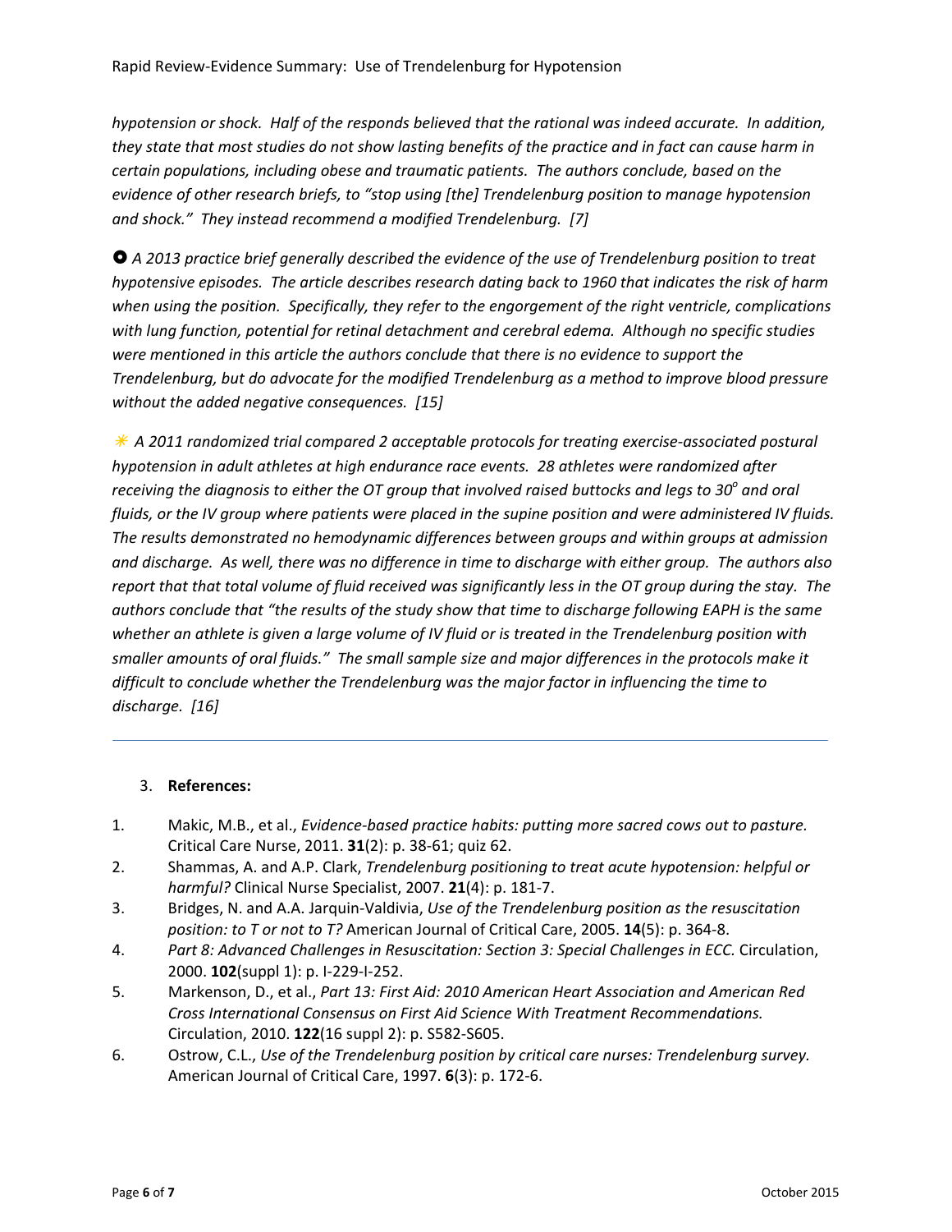*hypotension or shock. Half of the responds believed that the rational was indeed accurate. In addition, they state that most studies do not show lasting benefits of the practice and in fact can cause harm in certain populations, including obese and traumatic patients. The authors conclude, based on the evidence of other research briefs, to "stop using [the] Trendelenburg position to manage hypotension and shock." They instead recommend a modified Trendelenburg. [7]*

● *A 2013 practice brief generally described the evidence of the use of Trendelenburg position to treat hypotensive episodes. The article describes research dating back to 1960 that indicates the risk of harm when using the position. Specifically, they refer to the engorgement of the right ventricle, complications with lung function, potential for retinal detachment and cerebral edema. Although no specific studies were mentioned in this article the authors conclude that there is no evidence to support the Trendelenburg, but do advocate for the modified Trendelenburg as a method to improve blood pressure without the added negative consequences. [15]*

✳ *A 2011 randomized trial compared 2 acceptable protocols for treating exercise-associated postural hypotension in adult athletes at high endurance race events. 28 athletes were randomized after receiving the diagnosis to either the OT group that involved raised buttocks and legs to 30$^o$ and oral fluids, or the IV group where patients were placed in the supine position and were administered IV fluids. The results demonstrated no hemodynamic differences between groups and within groups at admission and discharge. As well, there was no difference in time to discharge with either group. The authors also report that that total volume of fluid received was significantly less in the OT group during the stay. The authors conclude that "the results of the study show that time to discharge following EAPH is the same whether an athlete is given a large volume of IV fluid or is treated in the Trendelenburg position with smaller amounts of oral fluids." The small sample size and major differences in the protocols make it difficult to conclude whether the Trendelenburg was the major factor in influencing the time to discharge. [16]*

---

3. **References:**

1. Makic, M.B., et al., *Evidence-based practice habits: putting more sacred cows out to pasture.* Critical Care Nurse, 2011. **31**(2): p. 38-61; quiz 62.
2. Shammas, A. and A.P. Clark, *Trendelenburg positioning to treat acute hypotension: helpful or harmful?* Clinical Nurse Specialist, 2007. **21**(4): p. 181-7.
3. Bridges, N. and A.A. Jarquin-Valdivia, *Use of the Trendelenburg position as the resuscitation position: to T or not to T?* American Journal of Critical Care, 2005. **14**(5): p. 364-8.
4. *Part 8: Advanced Challenges in Resuscitation: Section 3: Special Challenges in ECC.* Circulation, 2000. **102**(suppl 1): p. I-229-I-252.
5. Markenson, D., et al., *Part 13: First Aid: 2010 American Heart Association and American Red Cross International Consensus on First Aid Science With Treatment Recommendations.* Circulation, 2010. **122**(16 suppl 2): p. S582-S605.
6. Ostrow, C.L., *Use of the Trendelenburg position by critical care nurses: Trendelenburg survey.* American Journal of Critical Care, 1997. **6**(3): p. 172-6.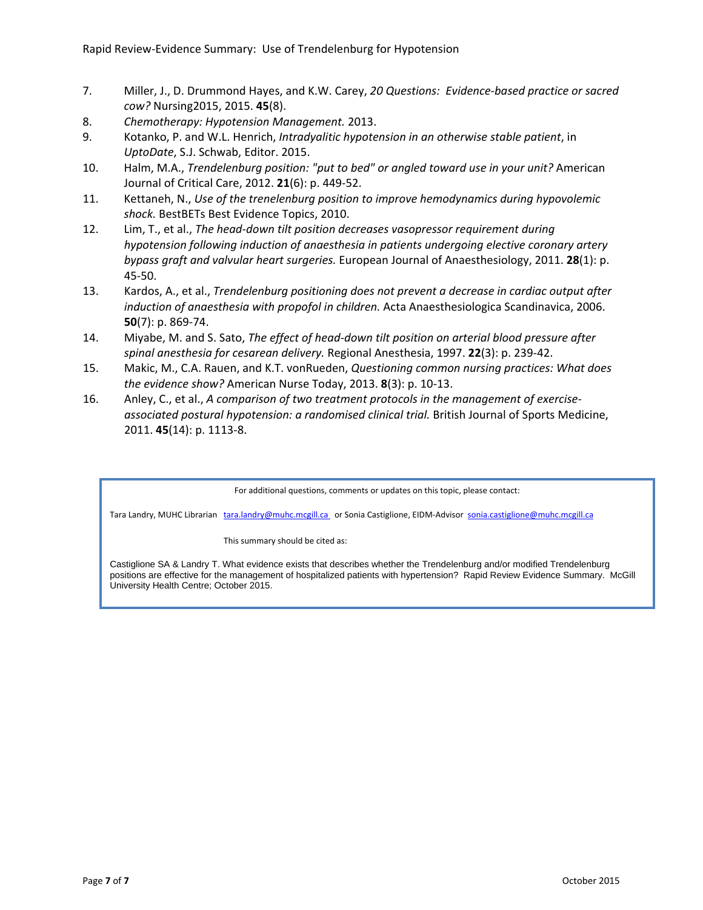7. Miller, J., D. Drummond Hayes, and K.W. Carey, *20 Questions: Evidence-based practice or sacred cow?* Nursing2015, 2015. **45**(8).
8. *Chemotherapy: Hypotension Management.* 2013.
9. Kotanko, P. and W.L. Henrich, *Intradyalitic hypotension in an otherwise stable patient*, in *UptoDate*, S.J. Schwab, Editor. 2015.
10. Halm, M.A., *Trendelenburg position: "put to bed" or angled toward use in your unit?* American Journal of Critical Care, 2012. **21**(6): p. 449-52.
11. Kettaneh, N., *Use of the trenelenburg position to improve hemodynamics during hypovolemic shock.* BestBETs Best Evidence Topics, 2010.
12. Lim, T., et al., *The head-down tilt position decreases vasopressor requirement during hypotension following induction of anaesthesia in patients undergoing elective coronary artery bypass graft and valvular heart surgeries.* European Journal of Anaesthesiology, 2011. **28**(1): p. 45-50.
13. Kardos, A., et al., *Trendelenburg positioning does not prevent a decrease in cardiac output after induction of anaesthesia with propofol in children.* Acta Anaesthesiologica Scandinavica, 2006. **50**(7): p. 869-74.
14. Miyabe, M. and S. Sato, *The effect of head-down tilt position on arterial blood pressure after spinal anesthesia for cesarean delivery.* Regional Anesthesia, 1997. **22**(3): p. 239-42.
15. Makic, M., C.A. Rauen, and K.T. vonRueden, *Questioning common nursing practices: What does the evidence show?* American Nurse Today, 2013. **8**(3): p. 10-13.
16. Anley, C., et al., *A comparison of two treatment protocols in the management of exercise-associated postural hypotension: a randomised clinical trial.* British Journal of Sports Medicine, 2011. **45**(14): p. 1113-8.

---

For additional questions, comments or updates on this topic, please contact:

Tara Landry, MUHC Librarian tara.landry@muhc.mcgill.ca or Sonia Castiglione, EIDM-Advisor sonia.castiglione@muhc.mcgill.ca

This summary should be cited as:

Castiglione SA & Landry T. What evidence exists that describes whether the Trendelenburg and/or modified Trendelenburg positions are effective for the management of hospitalized patients with hypertension? Rapid Review Evidence Summary. McGill University Health Centre; October 2015.